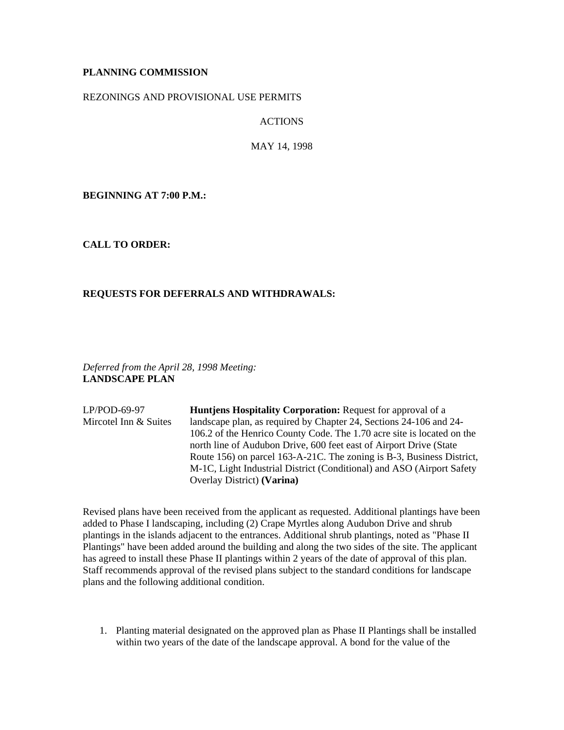**PLANNING COMMISSION**

REZONINGS AND PROVISIONAL USE PERMITS

ACTIONS

MAY 14, 1998

**BEGINNING AT 7:00 P.M.:**

**CALL TO ORDER:**

**REQUESTS FOR DEFERRALS AND WITHDRAWALS:**

*Deferred from the April 28, 1998 Meeting:*
**LANDSCAPE PLAN**

| | |
|---|---|
| LP/POD-69-97<br>Mircotel Inn & Suites | **Huntjens Hospitality Corporation:** Request for approval of a landscape plan, as required by Chapter 24, Sections 24-106 and 24-106.2 of the Henrico County Code. The 1.70 acre site is located on the north line of Audubon Drive, 600 feet east of Airport Drive (State Route 156) on parcel 163-A-21C. The zoning is B-3, Business District, M-1C, Light Industrial District (Conditional) and ASO (Airport Safety Overlay District) **(Varina)** |

Revised plans have been received from the applicant as requested. Additional plantings have been added to Phase I landscaping, including (2) Crape Myrtles along Audubon Drive and shrub plantings in the islands adjacent to the entrances. Additional shrub plantings, noted as "Phase II Plantings" have been added around the building and along the two sides of the site. The applicant has agreed to install these Phase II plantings within 2 years of the date of approval of this plan. Staff recommends approval of the revised plans subject to the standard conditions for landscape plans and the following additional condition.

1. Planting material designated on the approved plan as Phase II Plantings shall be installed within two years of the date of the landscape approval. A bond for the value of the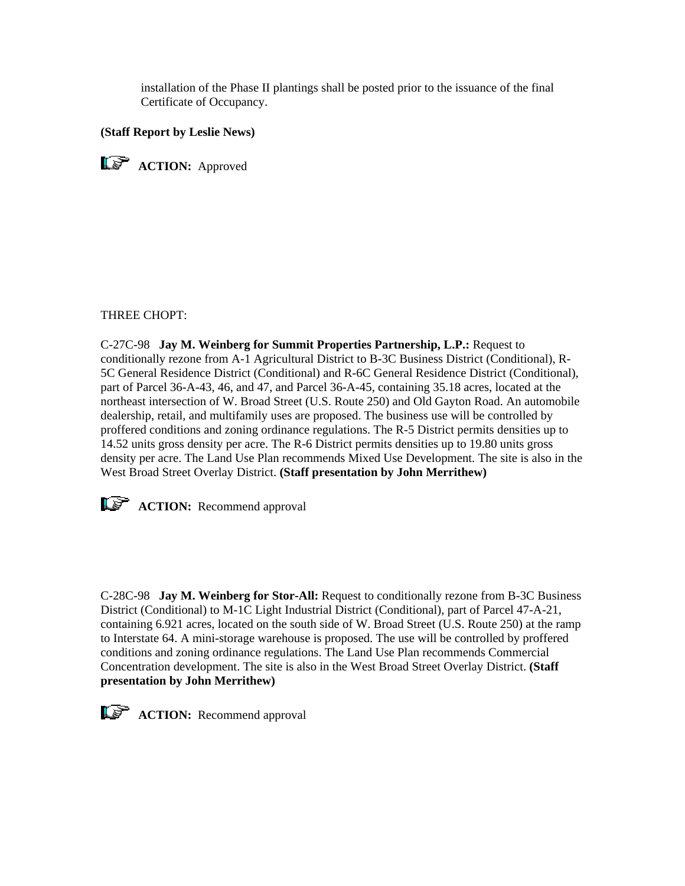installation of the Phase II plantings shall be posted prior to the issuance of the final Certificate of Occupancy.

**(Staff Report by Leslie News)**

☞ **ACTION:** Approved

THREE CHOPT:

C-27C-98 **Jay M. Weinberg for Summit Properties Partnership, L.P.:** Request to conditionally rezone from A-1 Agricultural District to B-3C Business District (Conditional), R-5C General Residence District (Conditional) and R-6C General Residence District (Conditional), part of Parcel 36-A-43, 46, and 47, and Parcel 36-A-45, containing 35.18 acres, located at the northeast intersection of W. Broad Street (U.S. Route 250) and Old Gayton Road. An automobile dealership, retail, and multifamily uses are proposed. The business use will be controlled by proffered conditions and zoning ordinance regulations. The R-5 District permits densities up to 14.52 units gross density per acre. The R-6 District permits densities up to 19.80 units gross density per acre. The Land Use Plan recommends Mixed Use Development. The site is also in the West Broad Street Overlay District. **(Staff presentation by John Merrithew)**

☞ **ACTION:** Recommend approval

C-28C-98 **Jay M. Weinberg for Stor-All:** Request to conditionally rezone from B-3C Business District (Conditional) to M-1C Light Industrial District (Conditional), part of Parcel 47-A-21, containing 6.921 acres, located on the south side of W. Broad Street (U.S. Route 250) at the ramp to Interstate 64. A mini-storage warehouse is proposed. The use will be controlled by proffered conditions and zoning ordinance regulations. The Land Use Plan recommends Commercial Concentration development. The site is also in the West Broad Street Overlay District. **(Staff presentation by John Merrithew)**

☞ **ACTION:** Recommend approval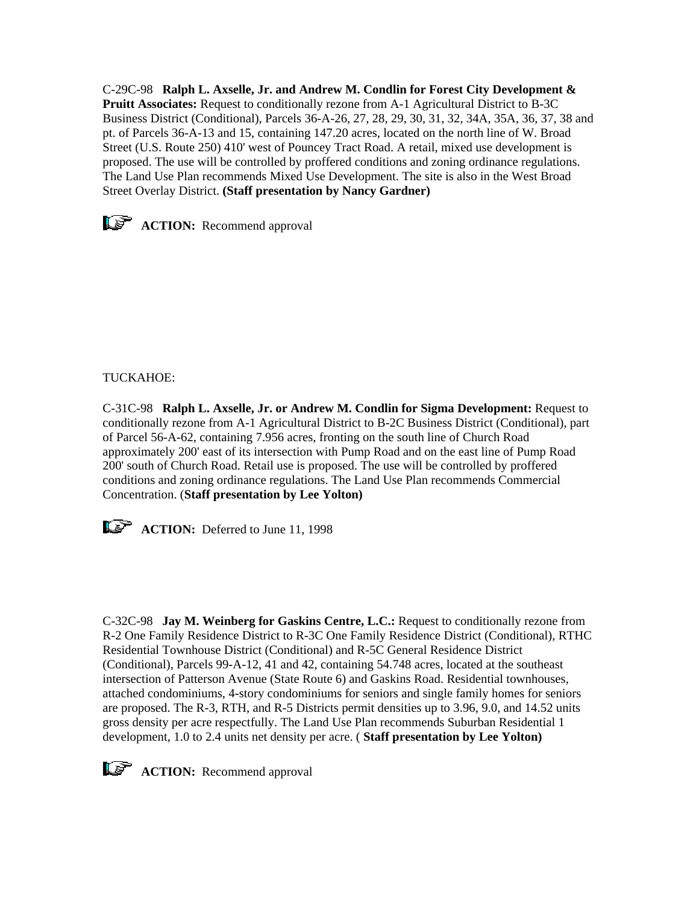C-29C-98 **Ralph L. Axselle, Jr. and Andrew M. Condlin for Forest City Development & Pruitt Associates:** Request to conditionally rezone from A-1 Agricultural District to B-3C Business District (Conditional), Parcels 36-A-26, 27, 28, 29, 30, 31, 32, 34A, 35A, 36, 37, 38 and pt. of Parcels 36-A-13 and 15, containing 147.20 acres, located on the north line of W. Broad Street (U.S. Route 250) 410' west of Pouncey Tract Road. A retail, mixed use development is proposed. The use will be controlled by proffered conditions and zoning ordinance regulations. The Land Use Plan recommends Mixed Use Development. The site is also in the West Broad Street Overlay District. **(Staff presentation by Nancy Gardner)**

**ACTION:** Recommend approval

TUCKAHOE:

C-31C-98 **Ralph L. Axselle, Jr. or Andrew M. Condlin for Sigma Development:** Request to conditionally rezone from A-1 Agricultural District to B-2C Business District (Conditional), part of Parcel 56-A-62, containing 7.956 acres, fronting on the south line of Church Road approximately 200' east of its intersection with Pump Road and on the east line of Pump Road 200' south of Church Road. Retail use is proposed. The use will be controlled by proffered conditions and zoning ordinance regulations. The Land Use Plan recommends Commercial Concentration. (**Staff presentation by Lee Yolton)**

**ACTION:** Deferred to June 11, 1998

C-32C-98 **Jay M. Weinberg for Gaskins Centre, L.C.:** Request to conditionally rezone from R-2 One Family Residence District to R-3C One Family Residence District (Conditional), RTHC Residential Townhouse District (Conditional) and R-5C General Residence District (Conditional), Parcels 99-A-12, 41 and 42, containing 54.748 acres, located at the southeast intersection of Patterson Avenue (State Route 6) and Gaskins Road. Residential townhouses, attached condominiums, 4-story condominiums for seniors and single family homes for seniors are proposed. The R-3, RTH, and R-5 Districts permit densities up to 3.96, 9.0, and 14.52 units gross density per acre respectfully. The Land Use Plan recommends Suburban Residential 1 development, 1.0 to 2.4 units net density per acre. ( **Staff presentation by Lee Yolton)**

**ACTION:** Recommend approval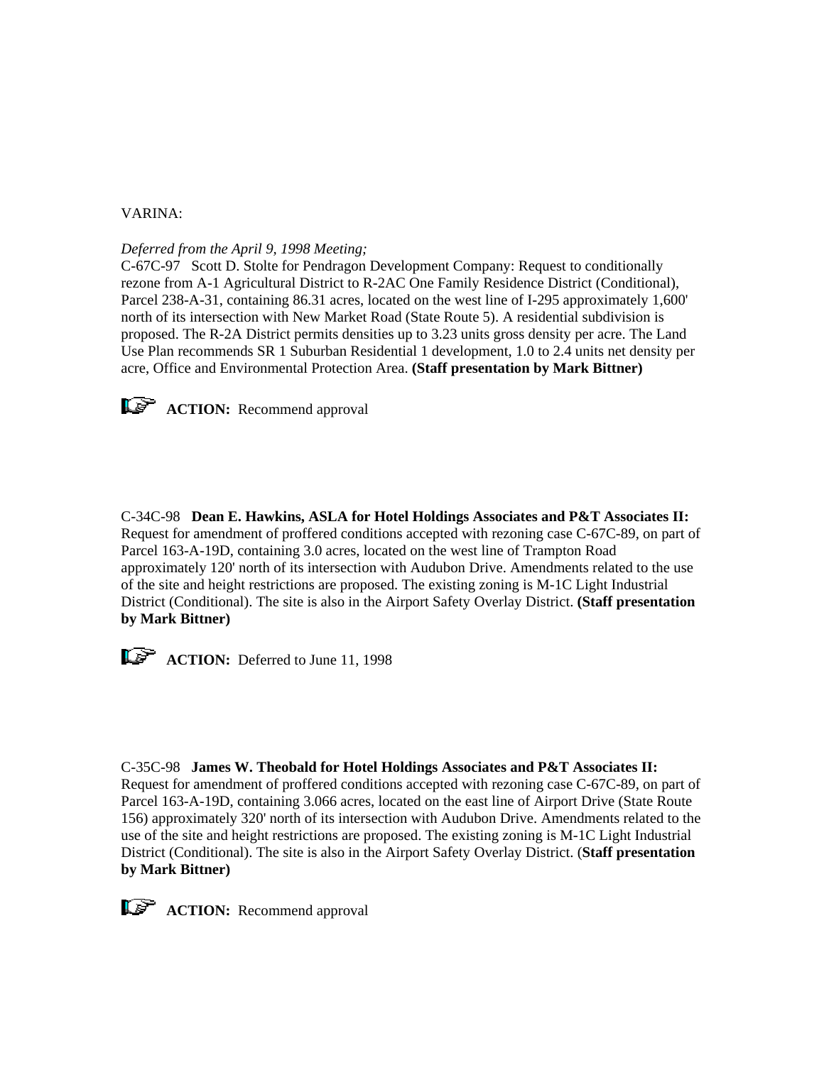VARINA:

*Deferred from the April 9, 1998 Meeting;*
C-67C-97 Scott D. Stolte for Pendragon Development Company: Request to conditionally rezone from A-1 Agricultural District to R-2AC One Family Residence District (Conditional), Parcel 238-A-31, containing 86.31 acres, located on the west line of I-295 approximately 1,600' north of its intersection with New Market Road (State Route 5). A residential subdivision is proposed. The R-2A District permits densities up to 3.23 units gross density per acre. The Land Use Plan recommends SR 1 Suburban Residential 1 development, 1.0 to 2.4 units net density per acre, Office and Environmental Protection Area. **(Staff presentation by Mark Bittner)**

**ACTION:** Recommend approval

C-34C-98 **Dean E. Hawkins, ASLA for Hotel Holdings Associates and P&T Associates II:** Request for amendment of proffered conditions accepted with rezoning case C-67C-89, on part of Parcel 163-A-19D, containing 3.0 acres, located on the west line of Trampton Road approximately 120' north of its intersection with Audubon Drive. Amendments related to the use of the site and height restrictions are proposed. The existing zoning is M-1C Light Industrial District (Conditional). The site is also in the Airport Safety Overlay District. **(Staff presentation by Mark Bittner)**

**ACTION:** Deferred to June 11, 1998

C-35C-98 **James W. Theobald for Hotel Holdings Associates and P&T Associates II:** Request for amendment of proffered conditions accepted with rezoning case C-67C-89, on part of Parcel 163-A-19D, containing 3.066 acres, located on the east line of Airport Drive (State Route 156) approximately 320' north of its intersection with Audubon Drive. Amendments related to the use of the site and height restrictions are proposed. The existing zoning is M-1C Light Industrial District (Conditional). The site is also in the Airport Safety Overlay District. (**Staff presentation by Mark Bittner)**

**ACTION:** Recommend approval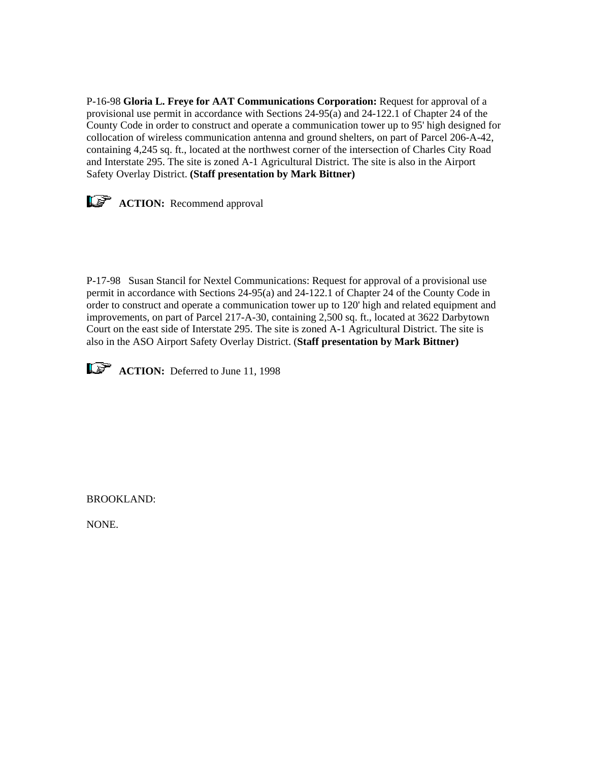P-16-98 **Gloria L. Freye for AAT Communications Corporation:** Request for approval of a provisional use permit in accordance with Sections 24-95(a) and 24-122.1 of Chapter 24 of the County Code in order to construct and operate a communication tower up to 95' high designed for collocation of wireless communication antenna and ground shelters, on part of Parcel 206-A-42, containing 4,245 sq. ft., located at the northwest corner of the intersection of Charles City Road and Interstate 295. The site is zoned A-1 Agricultural District. The site is also in the Airport Safety Overlay District. **(Staff presentation by Mark Bittner)**

**ACTION:** Recommend approval

P-17-98 Susan Stancil for Nextel Communications: Request for approval of a provisional use permit in accordance with Sections 24-95(a) and 24-122.1 of Chapter 24 of the County Code in order to construct and operate a communication tower up to 120' high and related equipment and improvements, on part of Parcel 217-A-30, containing 2,500 sq. ft., located at 3622 Darbytown Court on the east side of Interstate 295. The site is zoned A-1 Agricultural District. The site is also in the ASO Airport Safety Overlay District. (**Staff presentation by Mark Bittner)**

**ACTION:** Deferred to June 11, 1998

BROOKLAND:

NONE.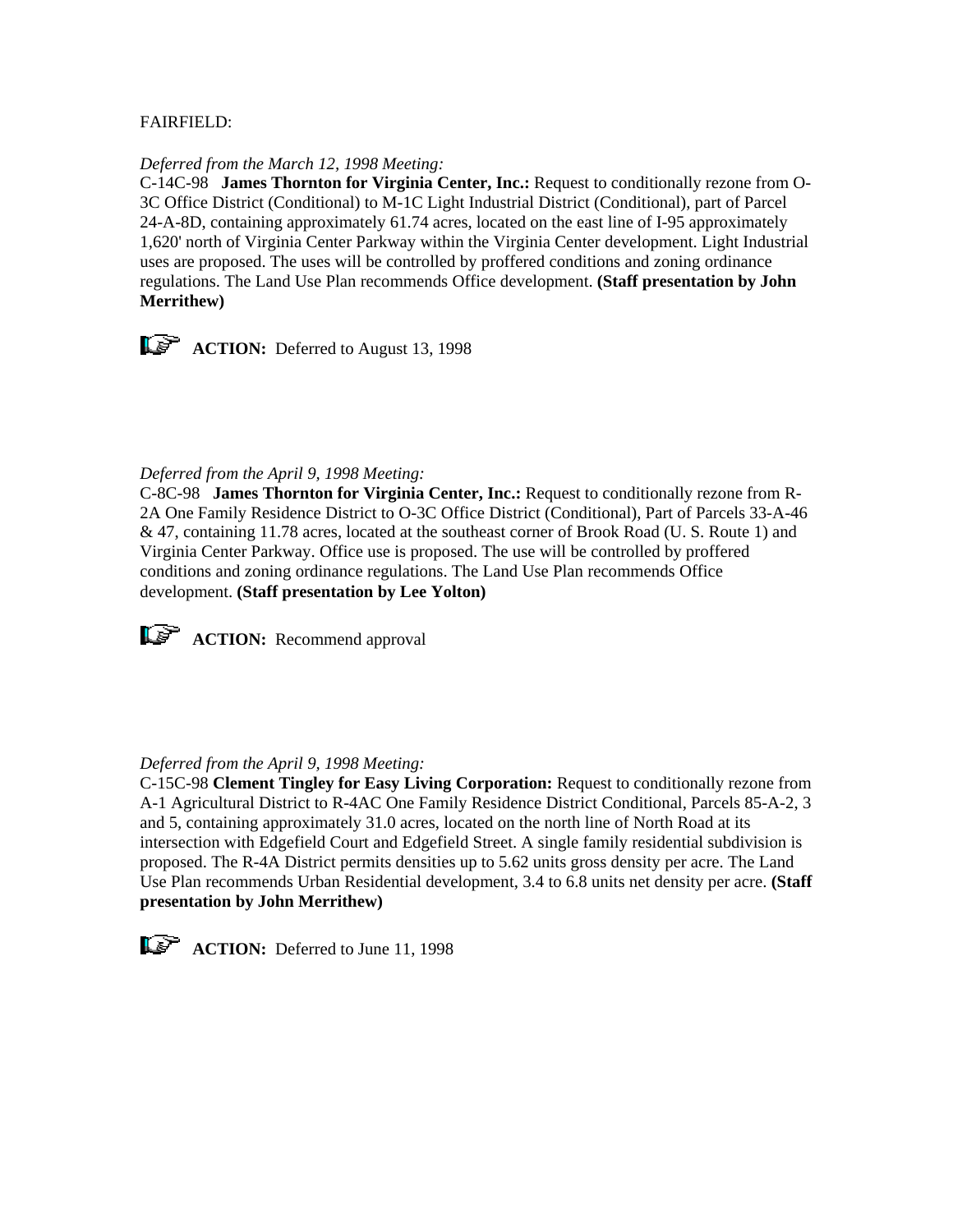FAIRFIELD:

*Deferred from the March 12, 1998 Meeting:*
C-14C-98 **James Thornton for Virginia Center, Inc.:** Request to conditionally rezone from O-3C Office District (Conditional) to M-1C Light Industrial District (Conditional), part of Parcel 24-A-8D, containing approximately 61.74 acres, located on the east line of I-95 approximately 1,620' north of Virginia Center Parkway within the Virginia Center development. Light Industrial uses are proposed. The uses will be controlled by proffered conditions and zoning ordinance regulations. The Land Use Plan recommends Office development. **(Staff presentation by John Merrithew)**

**ACTION:** Deferred to August 13, 1998

*Deferred from the April 9, 1998 Meeting:*
C-8C-98 **James Thornton for Virginia Center, Inc.:** Request to conditionally rezone from R-2A One Family Residence District to O-3C Office District (Conditional), Part of Parcels 33-A-46 & 47, containing 11.78 acres, located at the southeast corner of Brook Road (U. S. Route 1) and Virginia Center Parkway. Office use is proposed. The use will be controlled by proffered conditions and zoning ordinance regulations. The Land Use Plan recommends Office development. **(Staff presentation by Lee Yolton)**

**ACTION:** Recommend approval

*Deferred from the April 9, 1998 Meeting:*
C-15C-98 **Clement Tingley for Easy Living Corporation:** Request to conditionally rezone from A-1 Agricultural District to R-4AC One Family Residence District Conditional, Parcels 85-A-2, 3 and 5, containing approximately 31.0 acres, located on the north line of North Road at its intersection with Edgefield Court and Edgefield Street. A single family residential subdivision is proposed. The R-4A District permits densities up to 5.62 units gross density per acre. The Land Use Plan recommends Urban Residential development, 3.4 to 6.8 units net density per acre. **(Staff presentation by John Merrithew)**

**ACTION:** Deferred to June 11, 1998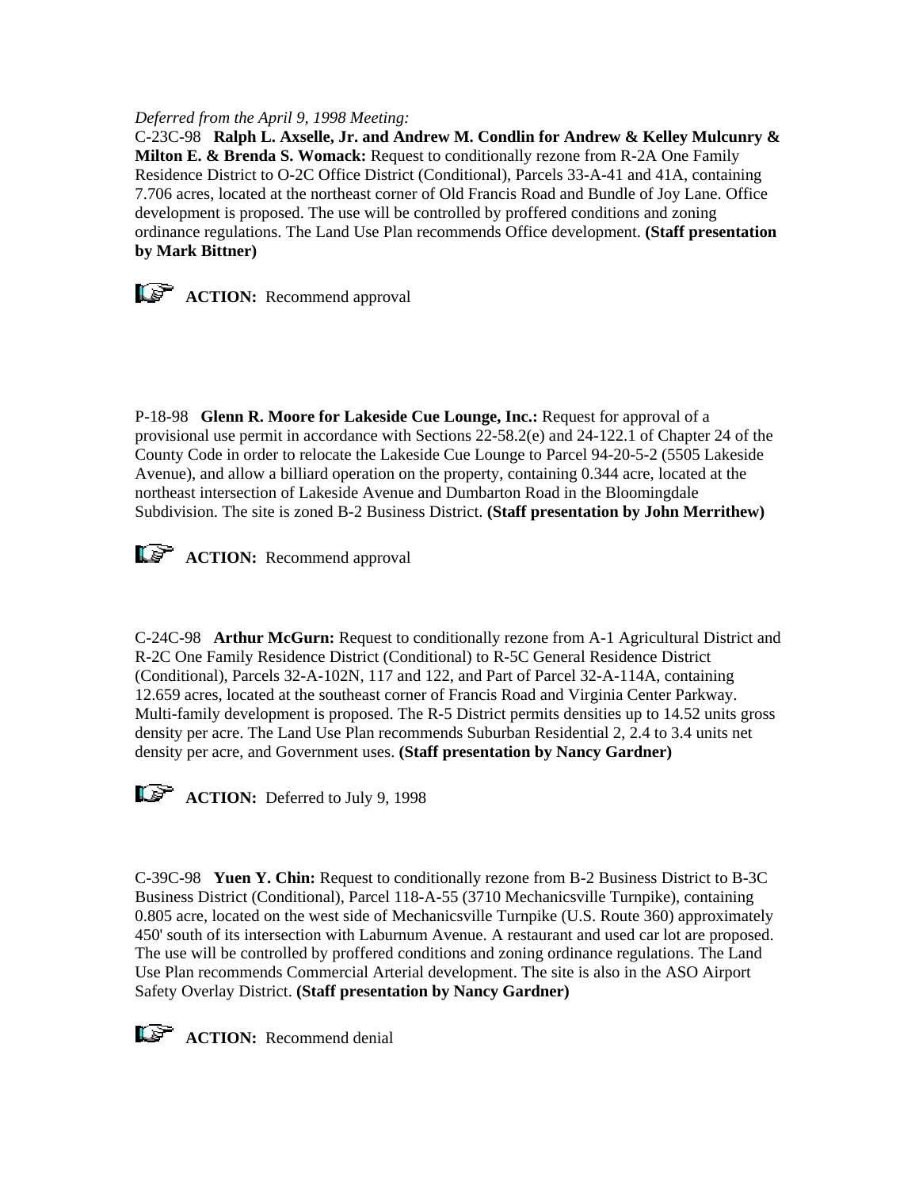*Deferred from the April 9, 1998 Meeting:*

C-23C-98 **Ralph L. Axselle, Jr. and Andrew M. Condlin for Andrew & Kelley Mulcunry & Milton E. & Brenda S. Womack:** Request to conditionally rezone from R-2A One Family Residence District to O-2C Office District (Conditional), Parcels 33-A-41 and 41A, containing 7.706 acres, located at the northeast corner of Old Francis Road and Bundle of Joy Lane. Office development is proposed. The use will be controlled by proffered conditions and zoning ordinance regulations. The Land Use Plan recommends Office development. **(Staff presentation by Mark Bittner)**

**ACTION:** Recommend approval

P-18-98 **Glenn R. Moore for Lakeside Cue Lounge, Inc.:** Request for approval of a provisional use permit in accordance with Sections 22-58.2(e) and 24-122.1 of Chapter 24 of the County Code in order to relocate the Lakeside Cue Lounge to Parcel 94-20-5-2 (5505 Lakeside Avenue), and allow a billiard operation on the property, containing 0.344 acre, located at the northeast intersection of Lakeside Avenue and Dumbarton Road in the Bloomingdale Subdivision. The site is zoned B-2 Business District. **(Staff presentation by John Merrithew)**

**ACTION:** Recommend approval

C-24C-98 **Arthur McGurn:** Request to conditionally rezone from A-1 Agricultural District and R-2C One Family Residence District (Conditional) to R-5C General Residence District (Conditional), Parcels 32-A-102N, 117 and 122, and Part of Parcel 32-A-114A, containing 12.659 acres, located at the southeast corner of Francis Road and Virginia Center Parkway. Multi-family development is proposed. The R-5 District permits densities up to 14.52 units gross density per acre. The Land Use Plan recommends Suburban Residential 2, 2.4 to 3.4 units net density per acre, and Government uses. **(Staff presentation by Nancy Gardner)**

**ACTION:** Deferred to July 9, 1998

C-39C-98 **Yuen Y. Chin:** Request to conditionally rezone from B-2 Business District to B-3C Business District (Conditional), Parcel 118-A-55 (3710 Mechanicsville Turnpike), containing 0.805 acre, located on the west side of Mechanicsville Turnpike (U.S. Route 360) approximately 450' south of its intersection with Laburnum Avenue. A restaurant and used car lot are proposed. The use will be controlled by proffered conditions and zoning ordinance regulations. The Land Use Plan recommends Commercial Arterial development. The site is also in the ASO Airport Safety Overlay District. **(Staff presentation by Nancy Gardner)**

**ACTION:** Recommend denial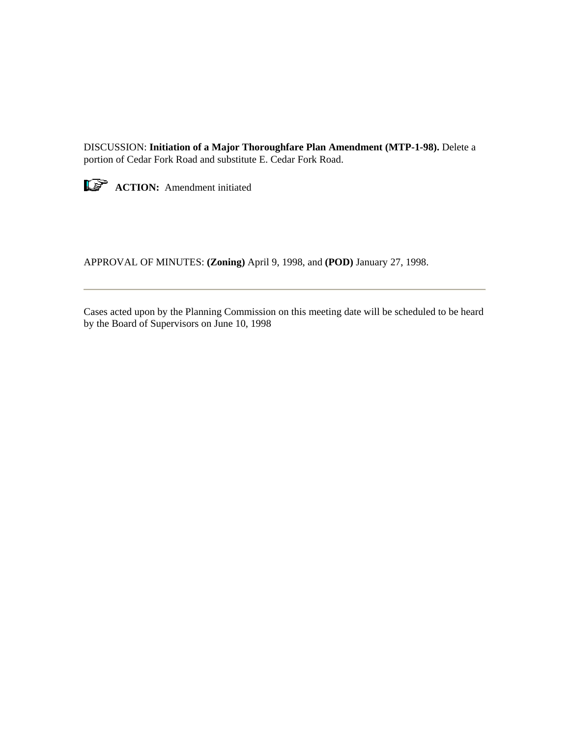DISCUSSION: **Initiation of a Major Thoroughfare Plan Amendment (MTP-1-98).** Delete a portion of Cedar Fork Road and substitute E. Cedar Fork Road.

**ACTION:** Amendment initiated

APPROVAL OF MINUTES: **(Zoning)** April 9, 1998, and **(POD)** January 27, 1998.

---

Cases acted upon by the Planning Commission on this meeting date will be scheduled to be heard by the Board of Supervisors on June 10, 1998